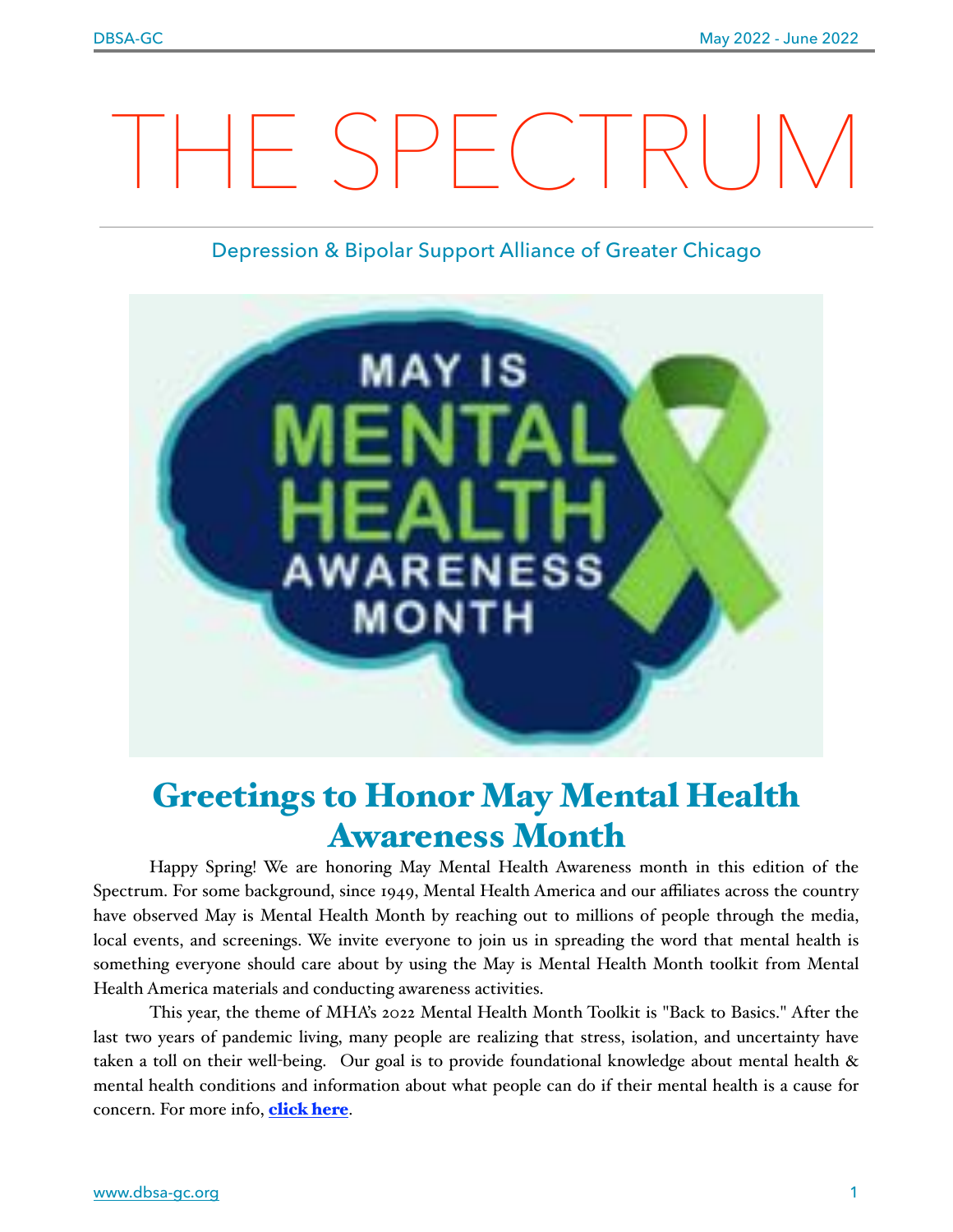# THE SPECTRUM

Depression & Bipolar Support Alliance of Greater Chicago

## Greetings to Honor May Mental Health Awareness Month

Happy Spring! We are honoring May Mental Health Awareness month in this edition of the Spectrum. For some background, since 1949, Mental Health America and our affiliates across the country have observed May is Mental Health Month by reaching out to millions of people through the media, local events, and screenings. We invite everyone to join us in spreading the word that mental health is something everyone should care about by using the May is Mental Health Month toolkit from Mental Health America materials and conducting awareness activities.

This year, the theme of MHA's 2022 Mental Health Month Toolkit is "Back to Basics." After the last two years of pandemic living, many people are realizing that stress, isolation, and uncertainty have taken a toll on their well-being. Our goal is to provide foundational knowledge about mental health & mental health conditions and information about what people can do if their mental health is a cause for concern. For more info, **click here**.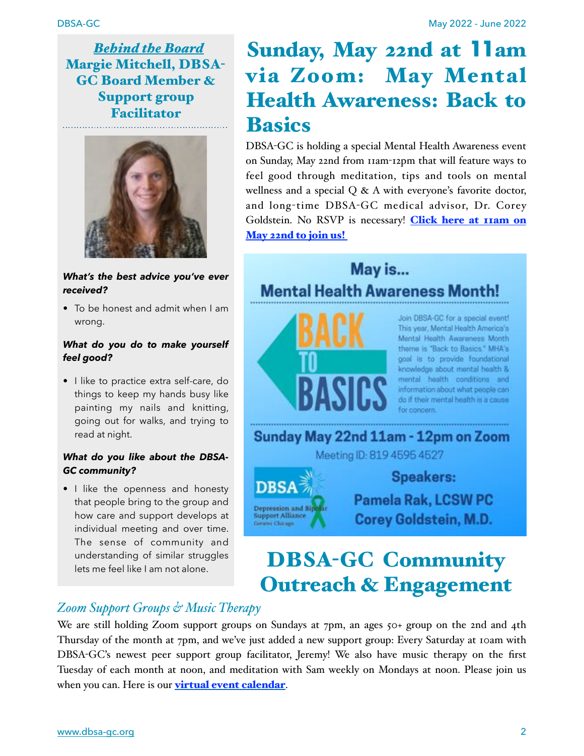## *Behind the Board*
## Margie Mitchell, DBSA-GC Board Member & Support group Facilitator

***What's the best advice you've ever received?***

- To be honest and admit when I am wrong.

***What do you do to make yourself feel good?***

- I like to practice extra self-care, do things to keep my hands busy like painting my nails and knitting, going out for walks, and trying to read at night.

***What do you like about the DBSA-GC community?***

- I like the openness and honesty that people bring to the group and how care and support develops at individual meeting and over time. The sense of community and understanding of similar struggles lets me feel like I am not alone.

# Sunday, May 22nd at 11am via Zoom: May Mental Health Awareness: Back to Basics

DBSA-GC is holding a special Mental Health Awareness event on Sunday, May 22nd from 11am-12pm that will feature ways to feel good through meditation, tips and tools on mental wellness and a special Q & A with everyone's favorite doctor, and long-time DBSA-GC medical advisor, Dr. Corey Goldstein. No RSVP is necessary! **Click here at 11am on May 22nd to join us!**

**May is... Mental Health Awareness Month!**

**BACK TO BASICS**

Join DBSA-GC for a special event! This year, Mental Health America's Mental Health Awareness Month theme is "Back to Basics." MHA's goal is to provide foundational knowledge about mental health & mental health conditions and information about what people can do if their mental health is a cause for concern.

**Sunday May 22nd 11am - 12pm on Zoom**

Meeting ID: 819 4595 4527

**Speakers:**

**Pamela Rak, LCSW PC**

**Corey Goldstein, M.D.**

DBSA Depression and Bipolar Support Alliance Greater Chicago

# DBSA-GC Community Outreach & Engagement

### *Zoom Support Groups & Music Therapy*

We are still holding Zoom support groups on Sundays at 7pm, an ages 50+ group on the 2nd and 4th Thursday of the month at 7pm, and we've just added a new support group: Every Saturday at 10am with DBSA-GC's newest peer support group facilitator, Jeremy! We also have music therapy on the first Tuesday of each month at noon, and meditation with Sam weekly on Mondays at noon. Please join us when you can. Here is our **virtual event calendar**.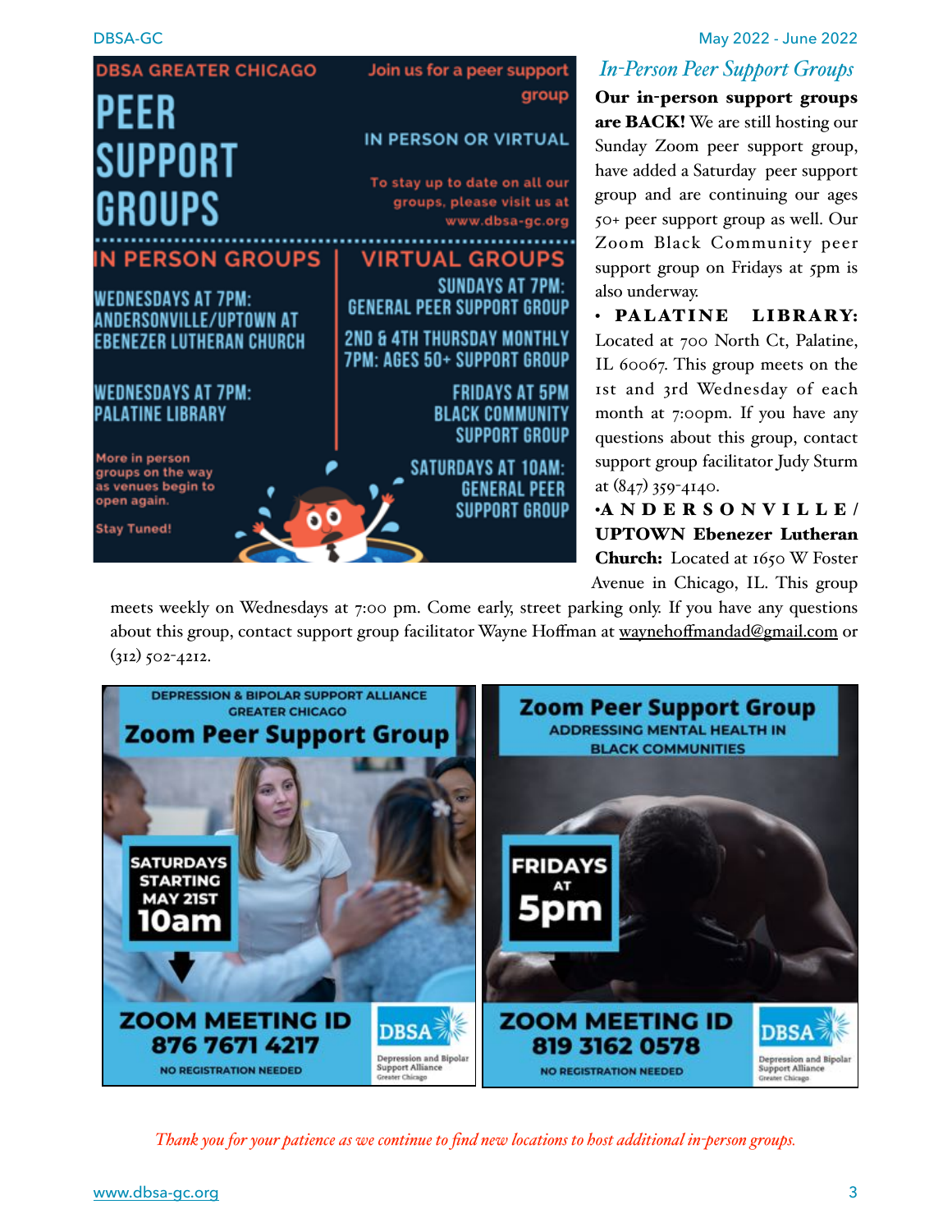**DBSA GREATER CHICAGO**

# PEER SUPPORT GROUPS

Join us for a peer support group

IN PERSON OR VIRTUAL

To stay up to date on all our groups, please visit us at www.dbsa-gc.org

## IN PERSON GROUPS

WEDNESDAYS AT 7PM: ANDERSONVILLE/UPTOWN AT EBENEZER LUTHERAN CHURCH

WEDNESDAYS AT 7PM: PALATINE LIBRARY

More in person groups on the way as venues begin to open again.

Stay Tuned!

## VIRTUAL GROUPS

SUNDAYS AT 7PM: GENERAL PEER SUPPORT GROUP

2ND & 4TH THURSDAY MONTHLY 7PM: AGES 50+ SUPPORT GROUP

FRIDAYS AT 5PM BLACK COMMUNITY SUPPORT GROUP

SATURDAYS AT 10AM: GENERAL PEER SUPPORT GROUP

## *In-Person Peer Support Groups*

**Our in-person support groups are BACK!** We are still hosting our Sunday Zoom peer support group, have added a Saturday peer support group and are continuing our ages 50+ peer support group as well. Our Zoom Black Community peer support group on Fridays at 5pm is also underway.

- **PALATINE LIBRARY:** Located at 700 North Ct, Palatine, IL 60067. This group meets on the 1st and 3rd Wednesday of each month at 7:00pm. If you have any questions about this group, contact support group facilitator Judy Sturm at (847) 359-4140.
- **ANDERSONVILLE/UPTOWN Ebenezer Lutheran Church:** Located at 1650 W Foster Avenue in Chicago, IL. This group meets weekly on Wednesdays at 7:00 pm. Come early, street parking only. If you have any questions about this group, contact support group facilitator Wayne Hoffman at waynehoffmandad@gmail.com or (312) 502-4212.

DEPRESSION & BIPOLAR SUPPORT ALLIANCE GREATER CHICAGO

**Zoom Peer Support Group**

SATURDAYS STARTING MAY 21ST 10am

ZOOM MEETING ID 876 7671 4217

NO REGISTRATION NEEDED

DBSA Depression and Bipolar Support Alliance Greater Chicago

**Zoom Peer Support Group**

ADDRESSING MENTAL HEALTH IN BLACK COMMUNITIES

FRIDAYS AT 5pm

ZOOM MEETING ID 819 3162 0578

NO REGISTRATION NEEDED

DBSA Depression and Bipolar Support Alliance Greater Chicago

*Thank you for your patience as we continue to find new locations to host additional in-person groups.*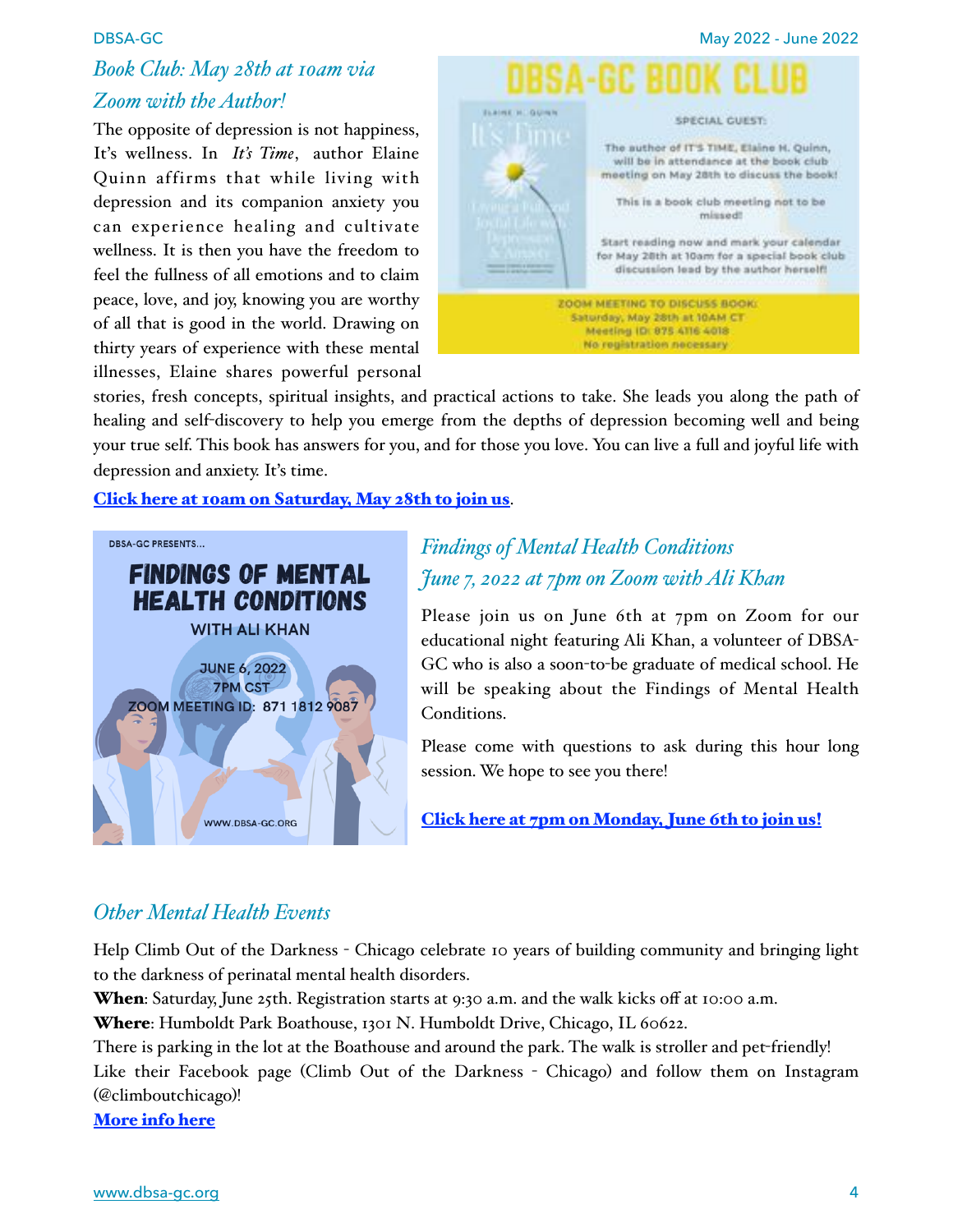## *Book Club: May 28th at 10am via Zoom with the Author!*

The opposite of depression is not happiness, It's wellness. In *It's Time*, author Elaine Quinn affirms that while living with depression and its companion anxiety you can experience healing and cultivate wellness. It is then you have the freedom to feel the fullness of all emotions and to claim peace, love, and joy, knowing you are worthy of all that is good in the world. Drawing on thirty years of experience with these mental illnesses, Elaine shares powerful personal stories, fresh concepts, spiritual insights, and practical actions to take. She leads you along the path of healing and self-discovery to help you emerge from the depths of depression becoming well and being your true self. This book has answers for you, and for those you love. You can live a full and joyful life with depression and anxiety. It's time.

**Click here at 10am on Saturday, May 28th to join us**.

DBSA-GC BOOK CLUB

SPECIAL GUEST:

The author of IT'S TIME, Elaine H. Quinn, will be in attendance at the book club meeting on May 28th to discuss the book!

This is a book club meeting not to be missed!

Start reading now and mark your calendar for May 28th at 10am for a special book club discussion lead by the author herself!

ZOOM MEETING TO DISCUSS BOOK:
Saturday, May 28th at 10AM CT
Meeting ID: 875 4116 4018
No registration necessary

## *Findings of Mental Health Conditions June 7, 2022 at 7pm on Zoom with Ali Khan*

DBSA-GC PRESENTS...

FINDINGS OF MENTAL HEALTH CONDITIONS
WITH ALI KHAN

JUNE 6, 2022
7PM CST
ZOOM MEETING ID: 871 1812 9087

WWW.DBSA-GC.ORG

Please join us on June 6th at 7pm on Zoom for our educational night featuring Ali Khan, a volunteer of DBSA-GC who is also a soon-to-be graduate of medical school. He will be speaking about the Findings of Mental Health Conditions.

Please come with questions to ask during this hour long session. We hope to see you there!

**Click here at 7pm on Monday, June 6th to join us!**

## *Other Mental Health Events*

Help Climb Out of the Darkness - Chicago celebrate 10 years of building community and bringing light to the darkness of perinatal mental health disorders.

**When**: Saturday, June 25th. Registration starts at 9:30 a.m. and the walk kicks off at 10:00 a.m.

**Where**: Humboldt Park Boathouse, 1301 N. Humboldt Drive, Chicago, IL 60622.

There is parking in the lot at the Boathouse and around the park. The walk is stroller and pet-friendly!

Like their Facebook page (Climb Out of the Darkness - Chicago) and follow them on Instagram (@climboutchicago)!

**More info here**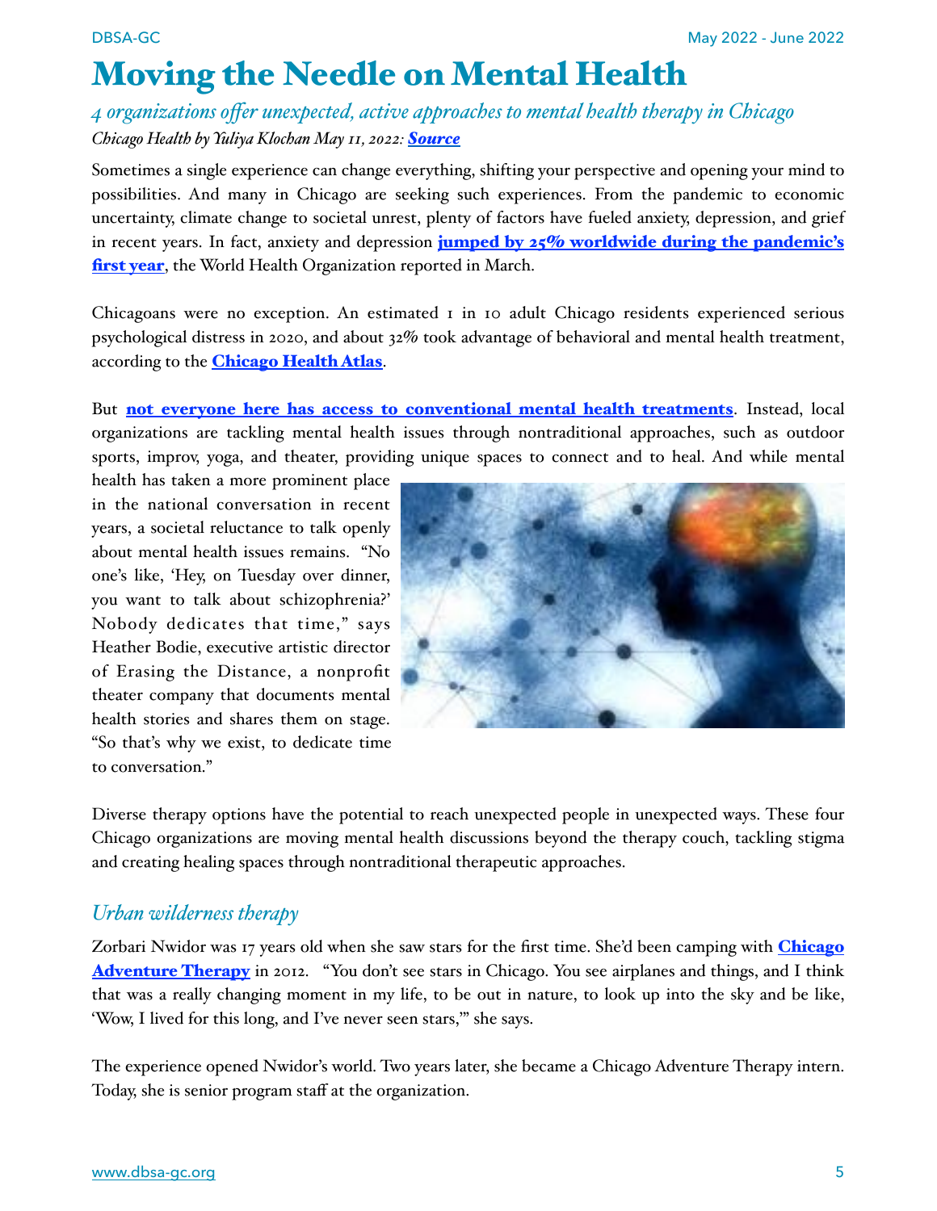# Moving the Needle on Mental Health

*4 organizations offer unexpected, active approaches to mental health therapy in Chicago*

*Chicago Health by Yuliya Klochan May 11, 2022:* ***Source***

Sometimes a single experience can change everything, shifting your perspective and opening your mind to possibilities. And many in Chicago are seeking such experiences. From the pandemic to economic uncertainty, climate change to societal unrest, plenty of factors have fueled anxiety, depression, and grief in recent years. In fact, anxiety and depression **jumped by 25% worldwide during the pandemic's first year**, the World Health Organization reported in March.

Chicagoans were no exception. An estimated 1 in 10 adult Chicago residents experienced serious psychological distress in 2020, and about 32% took advantage of behavioral and mental health treatment, according to the **Chicago Health Atlas**.

But **not everyone here has access to conventional mental health treatments**. Instead, local organizations are tackling mental health issues through nontraditional approaches, such as outdoor sports, improv, yoga, and theater, providing unique spaces to connect and to heal. And while mental health has taken a more prominent place in the national conversation in recent years, a societal reluctance to talk openly about mental health issues remains. "No one's like, 'Hey, on Tuesday over dinner, you want to talk about schizophrenia?' Nobody dedicates that time," says Heather Bodie, executive artistic director of Erasing the Distance, a nonprofit theater company that documents mental health stories and shares them on stage. "So that's why we exist, to dedicate time to conversation."

Diverse therapy options have the potential to reach unexpected people in unexpected ways. These four Chicago organizations are moving mental health discussions beyond the therapy couch, tackling stigma and creating healing spaces through nontraditional therapeutic approaches.

## *Urban wilderness therapy*

Zorbari Nwidor was 17 years old when she saw stars for the first time. She'd been camping with **Chicago Adventure Therapy** in 2012. "You don't see stars in Chicago. You see airplanes and things, and I think that was a really changing moment in my life, to be out in nature, to look up into the sky and be like, 'Wow, I lived for this long, and I've never seen stars,'" she says.

The experience opened Nwidor's world. Two years later, she became a Chicago Adventure Therapy intern. Today, she is senior program staff at the organization.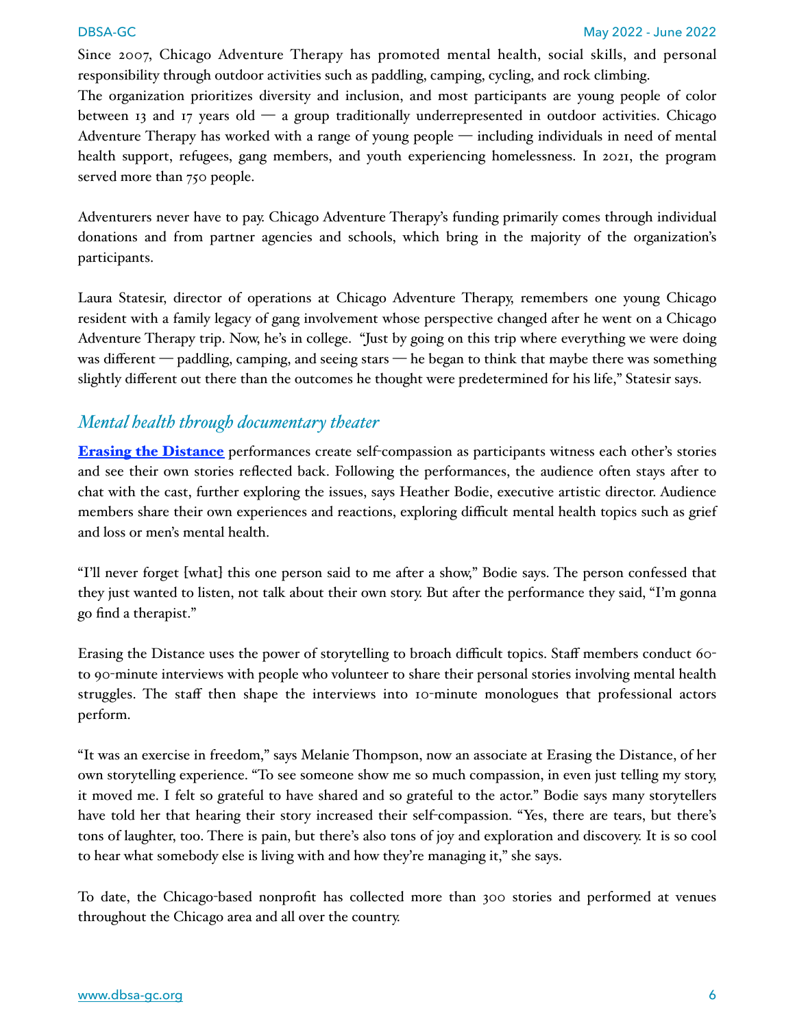Since 2007, Chicago Adventure Therapy has promoted mental health, social skills, and personal responsibility through outdoor activities such as paddling, camping, cycling, and rock climbing.
The organization prioritizes diversity and inclusion, and most participants are young people of color between 13 and 17 years old — a group traditionally underrepresented in outdoor activities. Chicago Adventure Therapy has worked with a range of young people — including individuals in need of mental health support, refugees, gang members, and youth experiencing homelessness. In 2021, the program served more than 750 people.

Adventurers never have to pay. Chicago Adventure Therapy's funding primarily comes through individual donations and from partner agencies and schools, which bring in the majority of the organization's participants.

Laura Statesir, director of operations at Chicago Adventure Therapy, remembers one young Chicago resident with a family legacy of gang involvement whose perspective changed after he went on a Chicago Adventure Therapy trip. Now, he's in college. "Just by going on this trip where everything we were doing was different — paddling, camping, and seeing stars — he began to think that maybe there was something slightly different out there than the outcomes he thought were predetermined for his life," Statesir says.

## *Mental health through documentary theater*

**Erasing the Distance** performances create self-compassion as participants witness each other's stories and see their own stories reflected back. Following the performances, the audience often stays after to chat with the cast, further exploring the issues, says Heather Bodie, executive artistic director. Audience members share their own experiences and reactions, exploring difficult mental health topics such as grief and loss or men's mental health.

"I'll never forget [what] this one person said to me after a show," Bodie says. The person confessed that they just wanted to listen, not talk about their own story. But after the performance they said, "I'm gonna go find a therapist."

Erasing the Distance uses the power of storytelling to broach difficult topics. Staff members conduct 60- to 90-minute interviews with people who volunteer to share their personal stories involving mental health struggles. The staff then shape the interviews into 10-minute monologues that professional actors perform.

"It was an exercise in freedom," says Melanie Thompson, now an associate at Erasing the Distance, of her own storytelling experience. "To see someone show me so much compassion, in even just telling my story, it moved me. I felt so grateful to have shared and so grateful to the actor." Bodie says many storytellers have told her that hearing their story increased their self-compassion. "Yes, there are tears, but there's tons of laughter, too. There is pain, but there's also tons of joy and exploration and discovery. It is so cool to hear what somebody else is living with and how they're managing it," she says.

To date, the Chicago-based nonprofit has collected more than 300 stories and performed at venues throughout the Chicago area and all over the country.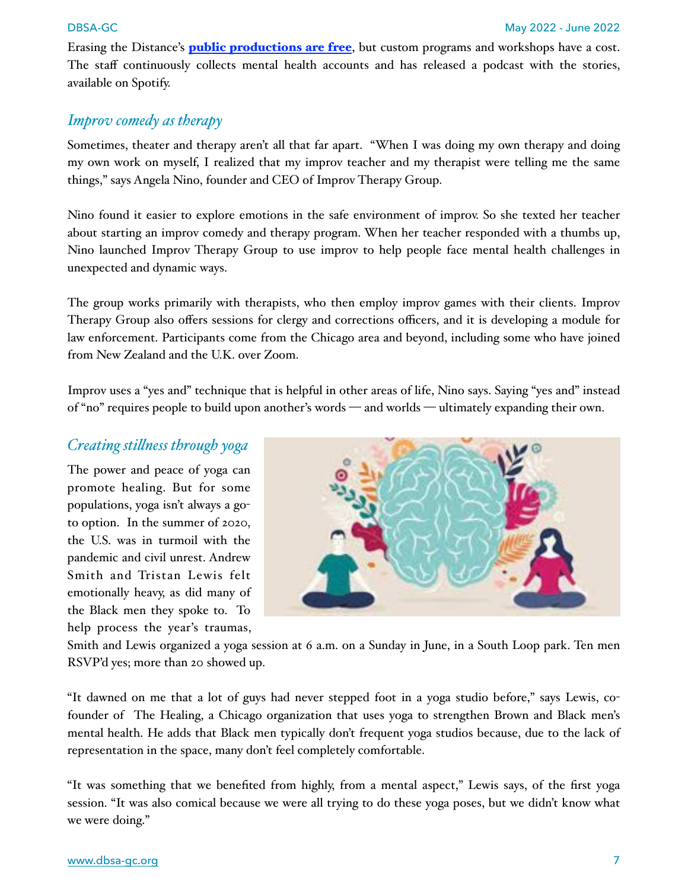Erasing the Distance's **[public productions are free](#)**, but custom programs and workshops have a cost. The staff continuously collects mental health accounts and has released a podcast with the stories, available on Spotify.

## *Improv comedy as therapy*

Sometimes, theater and therapy aren't all that far apart. "When I was doing my own therapy and doing my own work on myself, I realized that my improv teacher and my therapist were telling me the same things," says Angela Nino, founder and CEO of Improv Therapy Group.

Nino found it easier to explore emotions in the safe environment of improv. So she texted her teacher about starting an improv comedy and therapy program. When her teacher responded with a thumbs up, Nino launched Improv Therapy Group to use improv to help people face mental health challenges in unexpected and dynamic ways.

The group works primarily with therapists, who then employ improv games with their clients. Improv Therapy Group also offers sessions for clergy and corrections officers, and it is developing a module for law enforcement. Participants come from the Chicago area and beyond, including some who have joined from New Zealand and the U.K. over Zoom.

Improv uses a "yes and" technique that is helpful in other areas of life, Nino says. Saying "yes and" instead of "no" requires people to build upon another's words — and worlds — ultimately expanding their own.

## *Creating stillness through yoga*

The power and peace of yoga can promote healing. But for some populations, yoga isn't always a go-to option. In the summer of 2020, the U.S. was in turmoil with the pandemic and civil unrest. Andrew Smith and Tristan Lewis felt emotionally heavy, as did many of the Black men they spoke to. To help process the year's traumas, Smith and Lewis organized a yoga session at 6 a.m. on a Sunday in June, in a South Loop park. Ten men RSVP'd yes; more than 20 showed up.

"It dawned on me that a lot of guys had never stepped foot in a yoga studio before," says Lewis, co-founder of The Healing, a Chicago organization that uses yoga to strengthen Brown and Black men's mental health. He adds that Black men typically don't frequent yoga studios because, due to the lack of representation in the space, many don't feel completely comfortable.

"It was something that we benefited from highly, from a mental aspect," Lewis says, of the first yoga session. "It was also comical because we were all trying to do these yoga poses, but we didn't know what we were doing."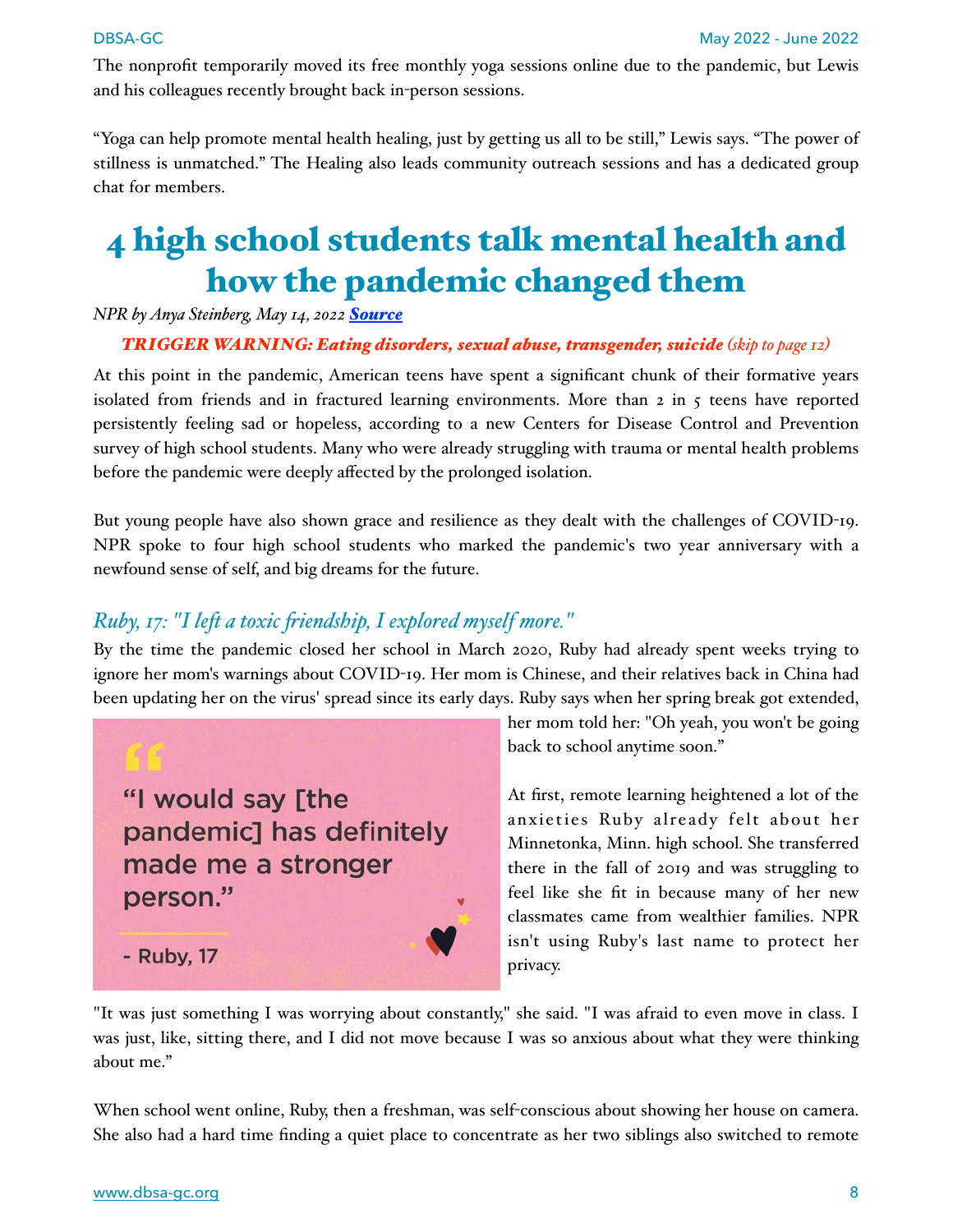The nonprofit temporarily moved its free monthly yoga sessions online due to the pandemic, but Lewis and his colleagues recently brought back in-person sessions.

"Yoga can help promote mental health healing, just by getting us all to be still," Lewis says. "The power of stillness is unmatched." The Healing also leads community outreach sessions and has a dedicated group chat for members.

# 4 high school students talk mental health and how the pandemic changed them

*NPR by Anya Steinberg, May 14, 2022* [***Source***]

***TRIGGER WARNING: Eating disorders, sexual abuse, transgender, suicide** (skip to page 12)*

At this point in the pandemic, American teens have spent a significant chunk of their formative years isolated from friends and in fractured learning environments. More than 2 in 5 teens have reported persistently feeling sad or hopeless, according to a new Centers for Disease Control and Prevention survey of high school students. Many who were already struggling with trauma or mental health problems before the pandemic were deeply affected by the prolonged isolation.

But young people have also shown grace and resilience as they dealt with the challenges of COVID-19. NPR spoke to four high school students who marked the pandemic's two year anniversary with a newfound sense of self, and big dreams for the future.

## *Ruby, 17: "I left a toxic friendship, I explored myself more."*

By the time the pandemic closed her school in March 2020, Ruby had already spent weeks trying to ignore her mom's warnings about COVID-19. Her mom is Chinese, and their relatives back in China had been updating her on the virus' spread since its early days. Ruby says when her spring break got extended, her mom told her: "Oh yeah, you won't be going back to school anytime soon."

> "I would say [the pandemic] has definitely made me a stronger person."
>
> \- Ruby, 17

At first, remote learning heightened a lot of the anxieties Ruby already felt about her Minnetonka, Minn. high school. She transferred there in the fall of 2019 and was struggling to feel like she fit in because many of her new classmates came from wealthier families. NPR isn't using Ruby's last name to protect her privacy.

"It was just something I was worrying about constantly," she said. "I was afraid to even move in class. I was just, like, sitting there, and I did not move because I was so anxious about what they were thinking about me."

When school went online, Ruby, then a freshman, was self-conscious about showing her house on camera. She also had a hard time finding a quiet place to concentrate as her two siblings also switched to remote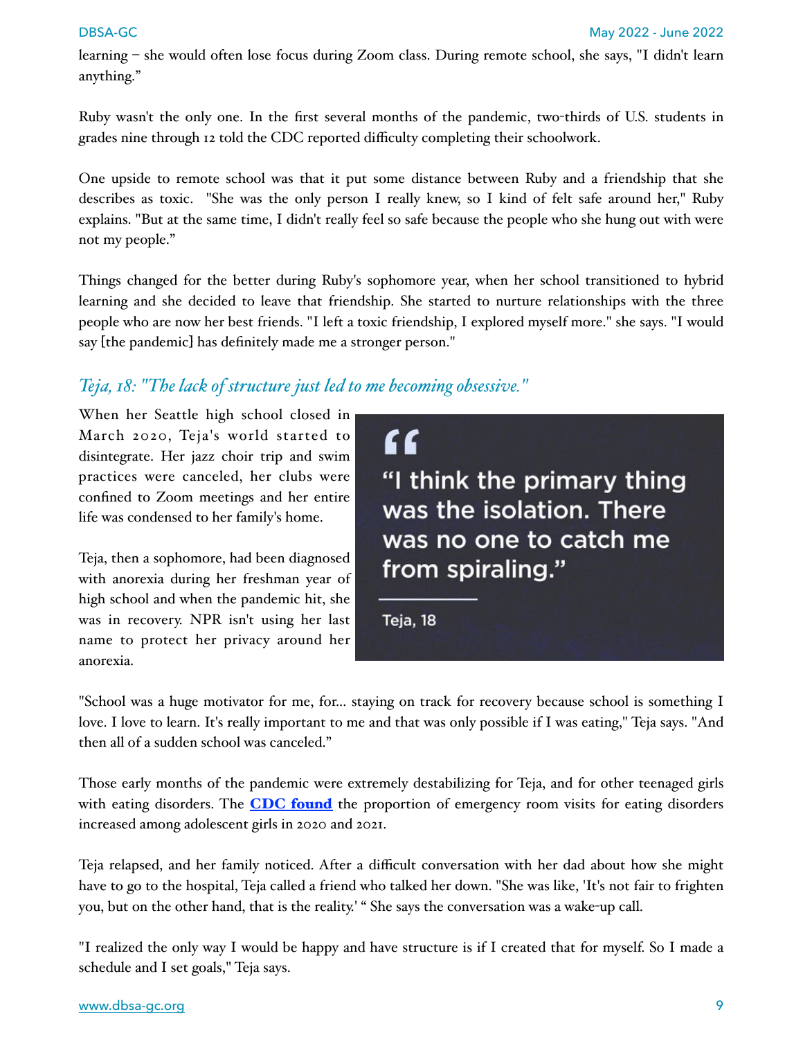learning – she would often lose focus during Zoom class. During remote school, she says, "I didn't learn anything."

Ruby wasn't the only one. In the first several months of the pandemic, two-thirds of U.S. students in grades nine through 12 told the CDC reported difficulty completing their schoolwork.

One upside to remote school was that it put some distance between Ruby and a friendship that she describes as toxic. "She was the only person I really knew, so I kind of felt safe around her," Ruby explains. "But at the same time, I didn't really feel so safe because the people who she hung out with were not my people."

Things changed for the better during Ruby's sophomore year, when her school transitioned to hybrid learning and she decided to leave that friendship. She started to nurture relationships with the three people who are now her best friends. "I left a toxic friendship, I explored myself more." she says. "I would say [the pandemic] has definitely made me a stronger person."

## *Teja, 18: "The lack of structure just led to me becoming obsessive."*

When her Seattle high school closed in March 2020, Teja's world started to disintegrate. Her jazz choir trip and swim practices were canceled, her clubs were confined to Zoom meetings and her entire life was condensed to her family's home.

Teja, then a sophomore, had been diagnosed with anorexia during her freshman year of high school and when the pandemic hit, she was in recovery. NPR isn't using her last name to protect her privacy around her anorexia.

> "I think the primary thing was the isolation. There was no one to catch me from spiraling."
>
> Teja, 18

"School was a huge motivator for me, for… staying on track for recovery because school is something I love. I love to learn. It's really important to me and that was only possible if I was eating," Teja says. "And then all of a sudden school was canceled."

Those early months of the pandemic were extremely destabilizing for Teja, and for other teenaged girls with eating disorders. The **CDC found** the proportion of emergency room visits for eating disorders increased among adolescent girls in 2020 and 2021.

Teja relapsed, and her family noticed. After a difficult conversation with her dad about how she might have to go to the hospital, Teja called a friend who talked her down. "She was like, 'It's not fair to frighten you, but on the other hand, that is the reality.' " She says the conversation was a wake-up call.

"I realized the only way I would be happy and have structure is if I created that for myself. So I made a schedule and I set goals," Teja says.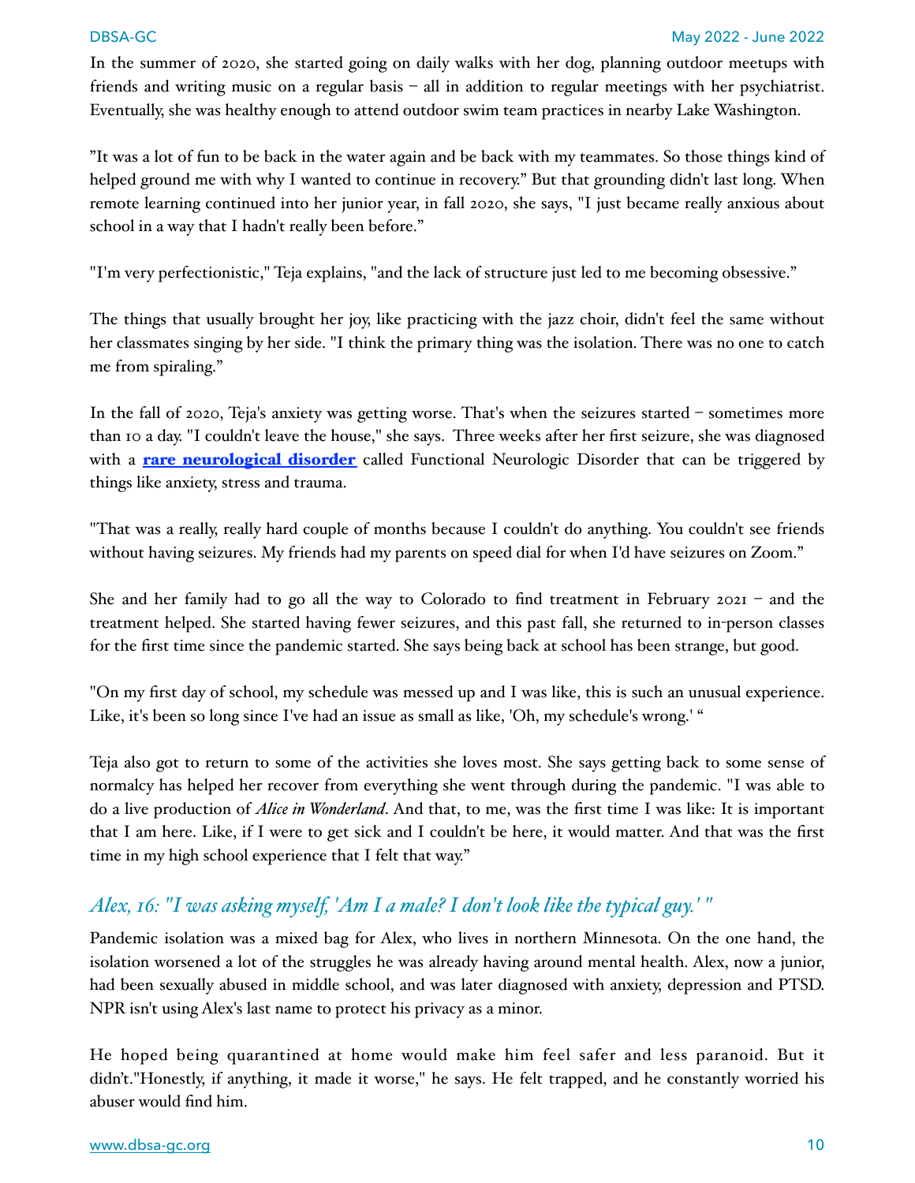In the summer of 2020, she started going on daily walks with her dog, planning outdoor meetups with friends and writing music on a regular basis – all in addition to regular meetings with her psychiatrist. Eventually, she was healthy enough to attend outdoor swim team practices in nearby Lake Washington.

"It was a lot of fun to be back in the water again and be back with my teammates. So those things kind of helped ground me with why I wanted to continue in recovery." But that grounding didn't last long. When remote learning continued into her junior year, in fall 2020, she says, "I just became really anxious about school in a way that I hadn't really been before."

"I'm very perfectionistic," Teja explains, "and the lack of structure just led to me becoming obsessive."

The things that usually brought her joy, like practicing with the jazz choir, didn't feel the same without her classmates singing by her side. "I think the primary thing was the isolation. There was no one to catch me from spiraling."

In the fall of 2020, Teja's anxiety was getting worse. That's when the seizures started – sometimes more than 10 a day. "I couldn't leave the house," she says. Three weeks after her first seizure, she was diagnosed with a **rare neurological disorder** called Functional Neurologic Disorder that can be triggered by things like anxiety, stress and trauma.

"That was a really, really hard couple of months because I couldn't do anything. You couldn't see friends without having seizures. My friends had my parents on speed dial for when I'd have seizures on Zoom."

She and her family had to go all the way to Colorado to find treatment in February 2021 – and the treatment helped. She started having fewer seizures, and this past fall, she returned to in-person classes for the first time since the pandemic started. She says being back at school has been strange, but good.

"On my first day of school, my schedule was messed up and I was like, this is such an unusual experience. Like, it's been so long since I've had an issue as small as like, 'Oh, my schedule's wrong.' "

Teja also got to return to some of the activities she loves most. She says getting back to some sense of normalcy has helped her recover from everything she went through during the pandemic. "I was able to do a live production of *Alice in Wonderland*. And that, to me, was the first time I was like: It is important that I am here. Like, if I were to get sick and I couldn't be here, it would matter. And that was the first time in my high school experience that I felt that way."

## *Alex, 16: "I was asking myself, 'Am I a male? I don't look like the typical guy.' "*

Pandemic isolation was a mixed bag for Alex, who lives in northern Minnesota. On the one hand, the isolation worsened a lot of the struggles he was already having around mental health. Alex, now a junior, had been sexually abused in middle school, and was later diagnosed with anxiety, depression and PTSD. NPR isn't using Alex's last name to protect his privacy as a minor.

He hoped being quarantined at home would make him feel safer and less paranoid. But it didn't."Honestly, if anything, it made it worse," he says. He felt trapped, and he constantly worried his abuser would find him.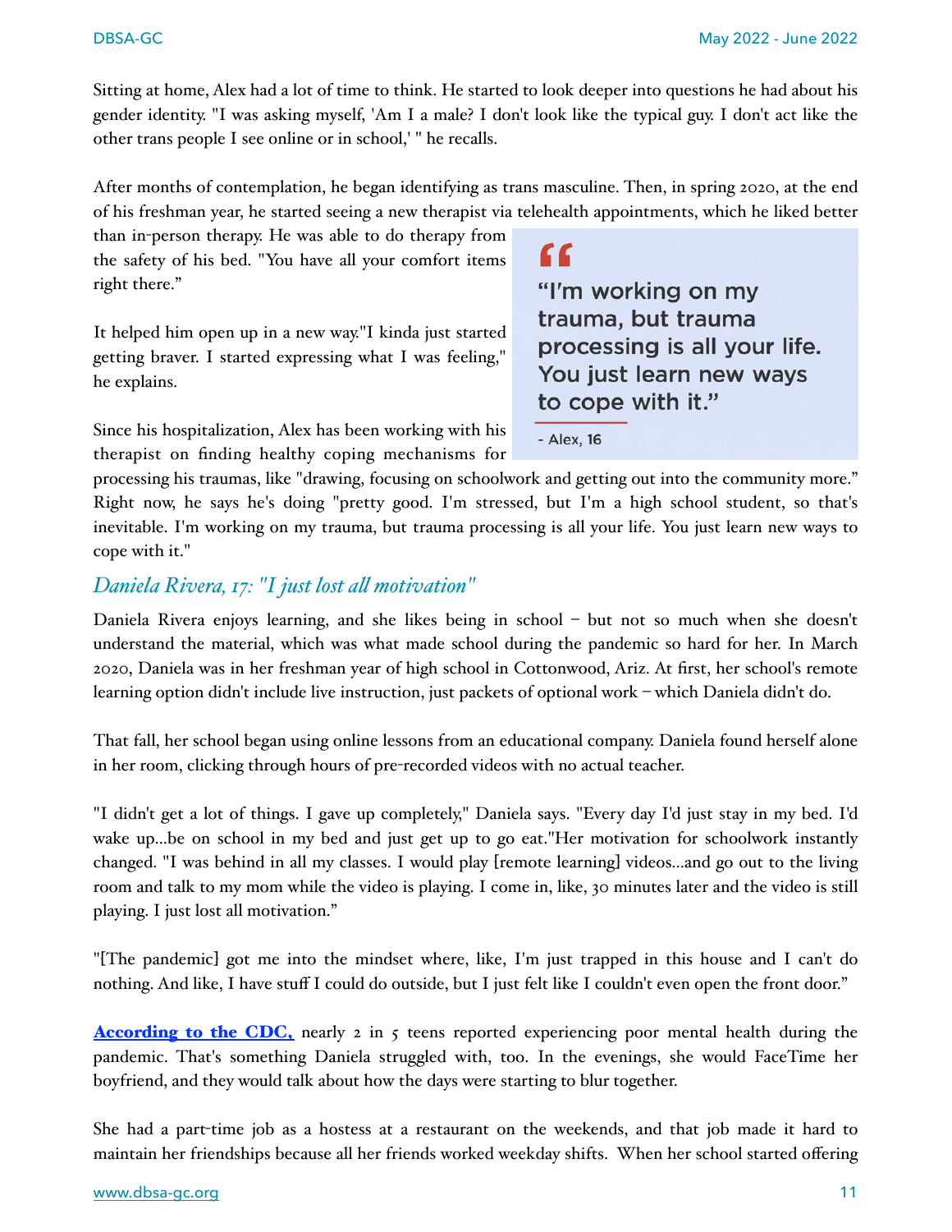Sitting at home, Alex had a lot of time to think. He started to look deeper into questions he had about his gender identity. "I was asking myself, 'Am I a male? I don't look like the typical guy. I don't act like the other trans people I see online or in school,' " he recalls.

After months of contemplation, he began identifying as trans masculine. Then, in spring 2020, at the end of his freshman year, he started seeing a new therapist via telehealth appointments, which he liked better than in-person therapy. He was able to do therapy from the safety of his bed. "You have all your comfort items right there."

It helped him open up in a new way."I kinda just started getting braver. I started expressing what I was feeling," he explains.

> "I'm working on my trauma, but trauma processing is all your life. You just learn new ways to cope with it."
>
> \- Alex, 16

Since his hospitalization, Alex has been working with his therapist on finding healthy coping mechanisms for processing his traumas, like "drawing, focusing on schoolwork and getting out into the community more." Right now, he says he's doing "pretty good. I'm stressed, but I'm a high school student, so that's inevitable. I'm working on my trauma, but trauma processing is all your life. You just learn new ways to cope with it."

## *Daniela Rivera, 17: "I just lost all motivation"*

Daniela Rivera enjoys learning, and she likes being in school – but not so much when she doesn't understand the material, which was what made school during the pandemic so hard for her. In March 2020, Daniela was in her freshman year of high school in Cottonwood, Ariz. At first, her school's remote learning option didn't include live instruction, just packets of optional work – which Daniela didn't do.

That fall, her school began using online lessons from an educational company. Daniela found herself alone in her room, clicking through hours of pre-recorded videos with no actual teacher.

"I didn't get a lot of things. I gave up completely," Daniela says. "Every day I'd just stay in my bed. I'd wake up...be on school in my bed and just get up to go eat."Her motivation for schoolwork instantly changed. "I was behind in all my classes. I would play [remote learning] videos...and go out to the living room and talk to my mom while the video is playing. I come in, like, 30 minutes later and the video is still playing. I just lost all motivation."

"[The pandemic] got me into the mindset where, like, I'm just trapped in this house and I can't do nothing. And like, I have stuff I could do outside, but I just felt like I couldn't even open the front door."

**According to the CDC,** nearly 2 in 5 teens reported experiencing poor mental health during the pandemic. That's something Daniela struggled with, too. In the evenings, she would FaceTime her boyfriend, and they would talk about how the days were starting to blur together.

She had a part-time job as a hostess at a restaurant on the weekends, and that job made it hard to maintain her friendships because all her friends worked weekday shifts. When her school started offering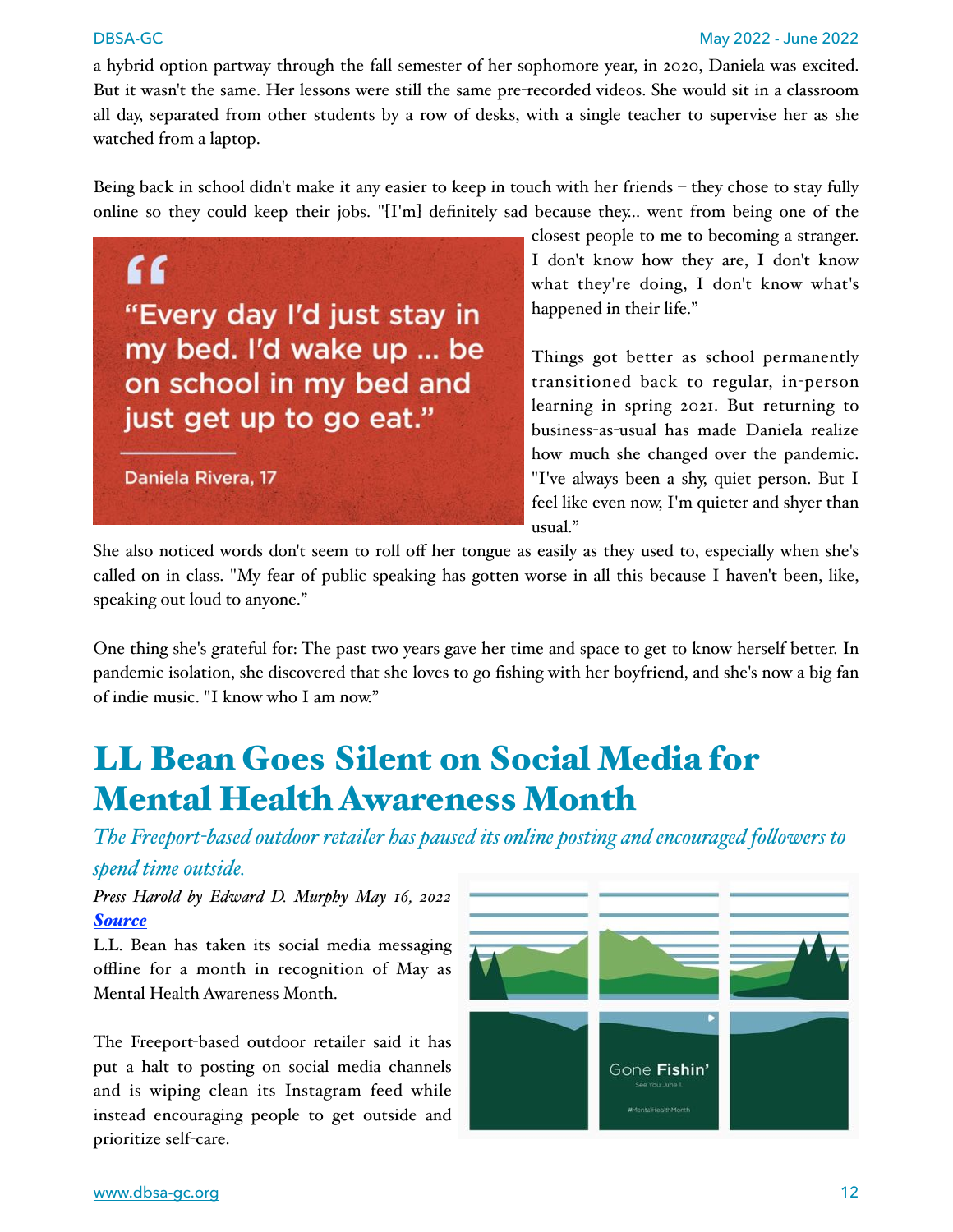a hybrid option partway through the fall semester of her sophomore year, in 2020, Daniela was excited. But it wasn't the same. Her lessons were still the same pre-recorded videos. She would sit in a classroom all day, separated from other students by a row of desks, with a single teacher to supervise her as she watched from a laptop.

Being back in school didn't make it any easier to keep in touch with her friends – they chose to stay fully online so they could keep their jobs. "[I'm] definitely sad because they... went from being one of the closest people to me to becoming a stranger. I don't know how they are, I don't know what they're doing, I don't know what's happened in their life."

> "Every day I'd just stay in my bed. I'd wake up ... be on school in my bed and just get up to go eat."
>
> Daniela Rivera, 17

Things got better as school permanently transitioned back to regular, in-person learning in spring 2021. But returning to business-as-usual has made Daniela realize how much she changed over the pandemic. "I've always been a shy, quiet person. But I feel like even now, I'm quieter and shyer than usual."

She also noticed words don't seem to roll off her tongue as easily as they used to, especially when she's called on in class. "My fear of public speaking has gotten worse in all this because I haven't been, like, speaking out loud to anyone."

One thing she's grateful for: The past two years gave her time and space to get to know herself better. In pandemic isolation, she discovered that she loves to go fishing with her boyfriend, and she's now a big fan of indie music. "I know who I am now."

# LL Bean Goes Silent on Social Media for Mental Health Awareness Month

*The Freeport-based outdoor retailer has paused its online posting and encouraged followers to spend time outside.*

*Press Harold by Edward D. Murphy May 16, 2022*

***Source***

L.L. Bean has taken its social media messaging offline for a month in recognition of May as Mental Health Awareness Month.

The Freeport-based outdoor retailer said it has put a halt to posting on social media channels and is wiping clean its Instagram feed while instead encouraging people to get outside and prioritize self-care.

Gone Fishin'

See You June 1

#MentalHealthMonth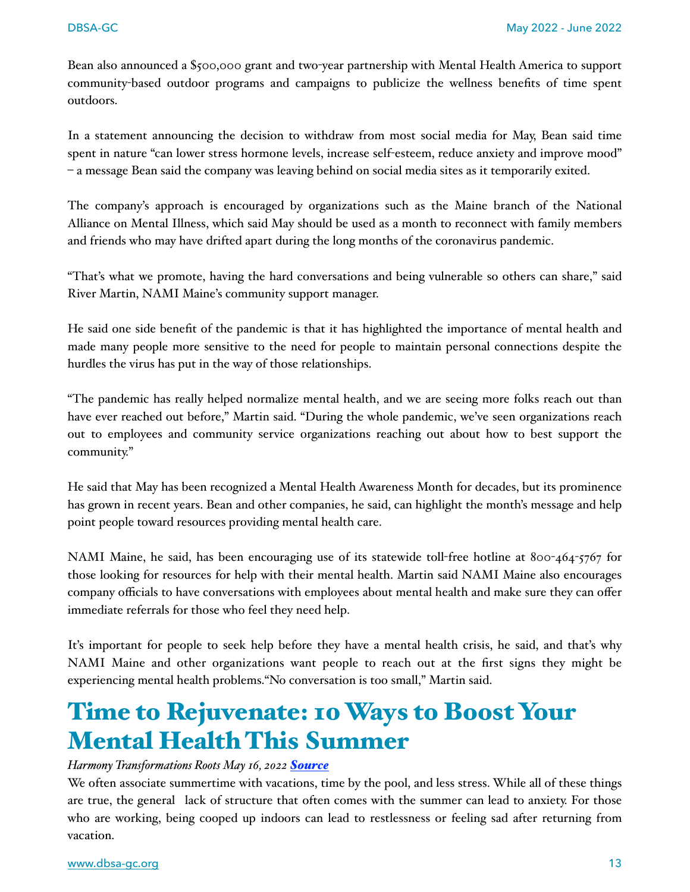Bean also announced a $500,000 grant and two-year partnership with Mental Health America to support community-based outdoor programs and campaigns to publicize the wellness benefits of time spent outdoors.

In a statement announcing the decision to withdraw from most social media for May, Bean said time spent in nature "can lower stress hormone levels, increase self-esteem, reduce anxiety and improve mood" – a message Bean said the company was leaving behind on social media sites as it temporarily exited.

The company's approach is encouraged by organizations such as the Maine branch of the National Alliance on Mental Illness, which said May should be used as a month to reconnect with family members and friends who may have drifted apart during the long months of the coronavirus pandemic.

"That's what we promote, having the hard conversations and being vulnerable so others can share," said River Martin, NAMI Maine's community support manager.

He said one side benefit of the pandemic is that it has highlighted the importance of mental health and made many people more sensitive to the need for people to maintain personal connections despite the hurdles the virus has put in the way of those relationships.

"The pandemic has really helped normalize mental health, and we are seeing more folks reach out than have ever reached out before," Martin said. "During the whole pandemic, we've seen organizations reach out to employees and community service organizations reaching out about how to best support the community."

He said that May has been recognized a Mental Health Awareness Month for decades, but its prominence has grown in recent years. Bean and other companies, he said, can highlight the month's message and help point people toward resources providing mental health care.

NAMI Maine, he said, has been encouraging use of its statewide toll-free hotline at 800-464-5767 for those looking for resources for help with their mental health. Martin said NAMI Maine also encourages company officials to have conversations with employees about mental health and make sure they can offer immediate referrals for those who feel they need help.

It's important for people to seek help before they have a mental health crisis, he said, and that's why NAMI Maine and other organizations want people to reach out at the first signs they might be experiencing mental health problems."No conversation is too small," Martin said.

# Time to Rejuvenate: 10 Ways to Boost Your Mental Health This Summer

*Harmony Transformations Roots May 16, 2022* ***Source***

We often associate summertime with vacations, time by the pool, and less stress. While all of these things are true, the general lack of structure that often comes with the summer can lead to anxiety. For those who are working, being cooped up indoors can lead to restlessness or feeling sad after returning from vacation.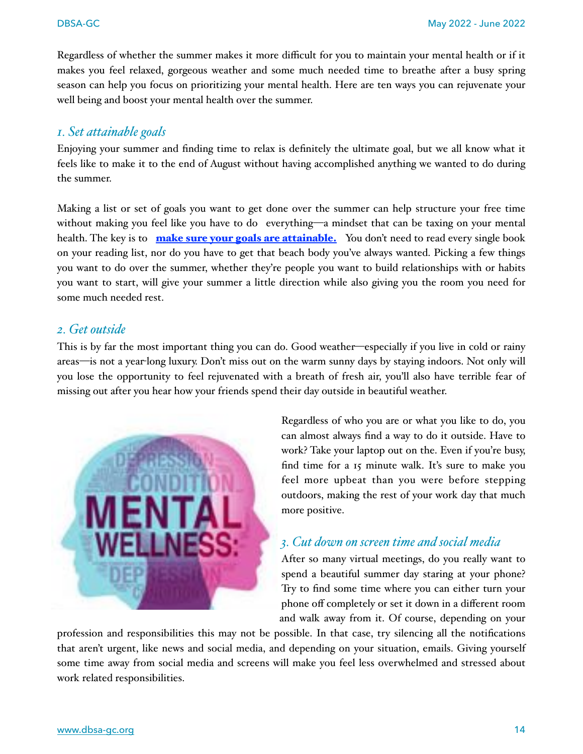Regardless of whether the summer makes it more difficult for you to maintain your mental health or if it makes you feel relaxed, gorgeous weather and some much needed time to breathe after a busy spring season can help you focus on prioritizing your mental health. Here are ten ways you can rejuvenate your well being and boost your mental health over the summer.

## *1. Set attainable goals*

Enjoying your summer and finding time to relax is definitely the ultimate goal, but we all know what it feels like to make it to the end of August without having accomplished anything we wanted to do during the summer.

Making a list or set of goals you want to get done over the summer can help structure your free time without making you feel like you have to do everything—a mindset that can be taxing on your mental health. The key is to **make sure your goals are attainable.** You don't need to read every single book on your reading list, nor do you have to get that beach body you've always wanted. Picking a few things you want to do over the summer, whether they're people you want to build relationships with or habits you want to start, will give your summer a little direction while also giving you the room you need for some much needed rest.

## *2. Get outside*

This is by far the most important thing you can do. Good weather—especially if you live in cold or rainy areas—is not a year-long luxury. Don't miss out on the warm sunny days by staying indoors. Not only will you lose the opportunity to feel rejuvenated with a breath of fresh air, you'll also have terrible fear of missing out after you hear how your friends spend their day outside in beautiful weather.

Regardless of who you are or what you like to do, you can almost always find a way to do it outside. Have to work? Take your laptop out on the. Even if you're busy, find time for a 15 minute walk. It's sure to make you feel more upbeat than you were before stepping outdoors, making the rest of your work day that much more positive.

## *3. Cut down on screen time and social media*

After so many virtual meetings, do you really want to spend a beautiful summer day staring at your phone? Try to find some time where you can either turn your phone off completely or set it down in a different room and walk away from it. Of course, depending on your profession and responsibilities this may not be possible. In that case, try silencing all the notifications that aren't urgent, like news and social media, and depending on your situation, emails. Giving yourself some time away from social media and screens will make you feel less overwhelmed and stressed about work related responsibilities.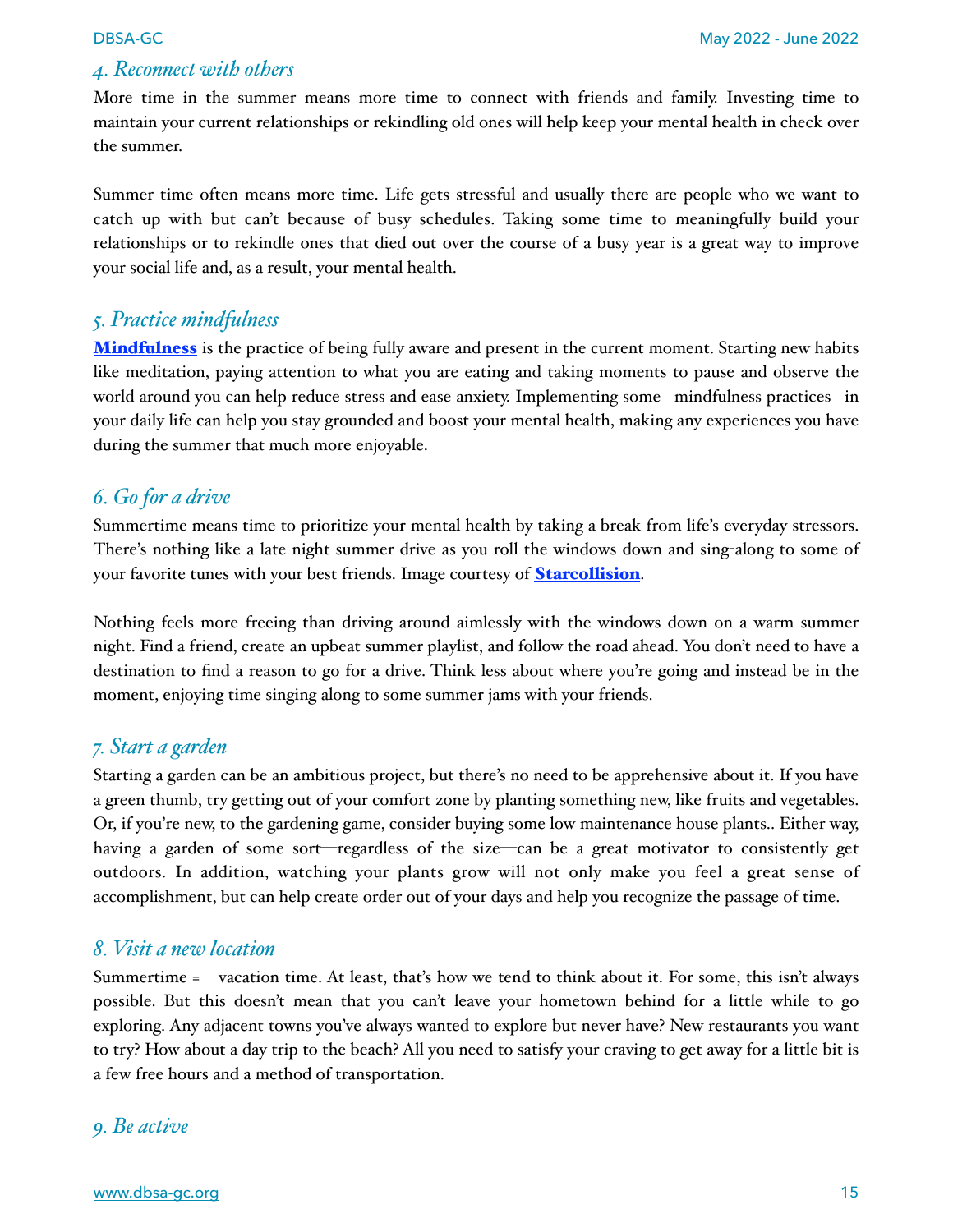## *4. Reconnect with others*

More time in the summer means more time to connect with friends and family. Investing time to maintain your current relationships or rekindling old ones will help keep your mental health in check over the summer.

Summer time often means more time. Life gets stressful and usually there are people who we want to catch up with but can't because of busy schedules. Taking some time to meaningfully build your relationships or to rekindle ones that died out over the course of a busy year is a great way to improve your social life and, as a result, your mental health.

## *5. Practice mindfulness*

**Mindfulness** is the practice of being fully aware and present in the current moment. Starting new habits like meditation, paying attention to what you are eating and taking moments to pause and observe the world around you can help reduce stress and ease anxiety. Implementing some mindfulness practices in your daily life can help you stay grounded and boost your mental health, making any experiences you have during the summer that much more enjoyable.

## *6. Go for a drive*

Summertime means time to prioritize your mental health by taking a break from life's everyday stressors. There's nothing like a late night summer drive as you roll the windows down and sing-along to some of your favorite tunes with your best friends. Image courtesy of **Starcollision**.

Nothing feels more freeing than driving around aimlessly with the windows down on a warm summer night. Find a friend, create an upbeat summer playlist, and follow the road ahead. You don't need to have a destination to find a reason to go for a drive. Think less about where you're going and instead be in the moment, enjoying time singing along to some summer jams with your friends.

## *7. Start a garden*

Starting a garden can be an ambitious project, but there's no need to be apprehensive about it. If you have a green thumb, try getting out of your comfort zone by planting something new, like fruits and vegetables. Or, if you're new, to the gardening game, consider buying some low maintenance house plants.. Either way, having a garden of some sort—regardless of the size—can be a great motivator to consistently get outdoors. In addition, watching your plants grow will not only make you feel a great sense of accomplishment, but can help create order out of your days and help you recognize the passage of time.

## *8. Visit a new location*

Summertime = vacation time. At least, that's how we tend to think about it. For some, this isn't always possible. But this doesn't mean that you can't leave your hometown behind for a little while to go exploring. Any adjacent towns you've always wanted to explore but never have? New restaurants you want to try? How about a day trip to the beach? All you need to satisfy your craving to get away for a little bit is a few free hours and a method of transportation.

## *9. Be active*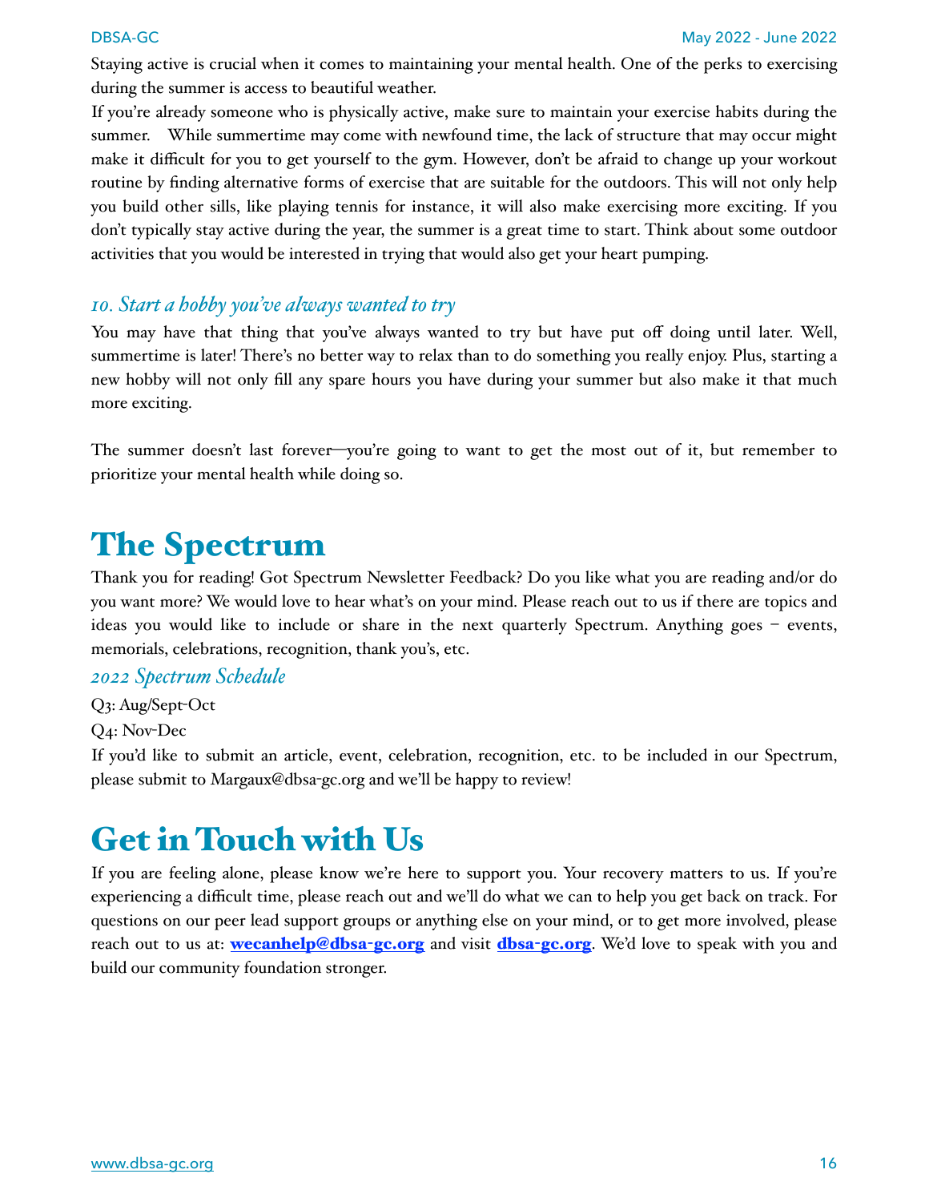Staying active is crucial when it comes to maintaining your mental health. One of the perks to exercising during the summer is access to beautiful weather.

If you're already someone who is physically active, make sure to maintain your exercise habits during the summer. While summertime may come with newfound time, the lack of structure that may occur might make it difficult for you to get yourself to the gym. However, don't be afraid to change up your workout routine by finding alternative forms of exercise that are suitable for the outdoors. This will not only help you build other sills, like playing tennis for instance, it will also make exercising more exciting. If you don't typically stay active during the year, the summer is a great time to start. Think about some outdoor activities that you would be interested in trying that would also get your heart pumping.

### *10. Start a hobby you've always wanted to try*

You may have that thing that you've always wanted to try but have put off doing until later. Well, summertime is later! There's no better way to relax than to do something you really enjoy. Plus, starting a new hobby will not only fill any spare hours you have during your summer but also make it that much more exciting.

The summer doesn't last forever—you're going to want to get the most out of it, but remember to prioritize your mental health while doing so.

# The Spectrum

Thank you for reading! Got Spectrum Newsletter Feedback? Do you like what you are reading and/or do you want more? We would love to hear what's on your mind. Please reach out to us if there are topics and ideas you would like to include or share in the next quarterly Spectrum. Anything goes – events, memorials, celebrations, recognition, thank you's, etc.

### *2022 Spectrum Schedule*

Q3: Aug/Sept-Oct

Q4: Nov-Dec

If you'd like to submit an article, event, celebration, recognition, etc. to be included in our Spectrum, please submit to Margaux@dbsa-gc.org and we'll be happy to review!

# Get in Touch with Us

If you are feeling alone, please know we're here to support you. Your recovery matters to us. If you're experiencing a difficult time, please reach out and we'll do what we can to help you get back on track. For questions on our peer lead support groups or anything else on your mind, or to get more involved, please reach out to us at: **wecanhelp@dbsa-gc.org** and visit **dbsa-gc.org**. We'd love to speak with you and build our community foundation stronger.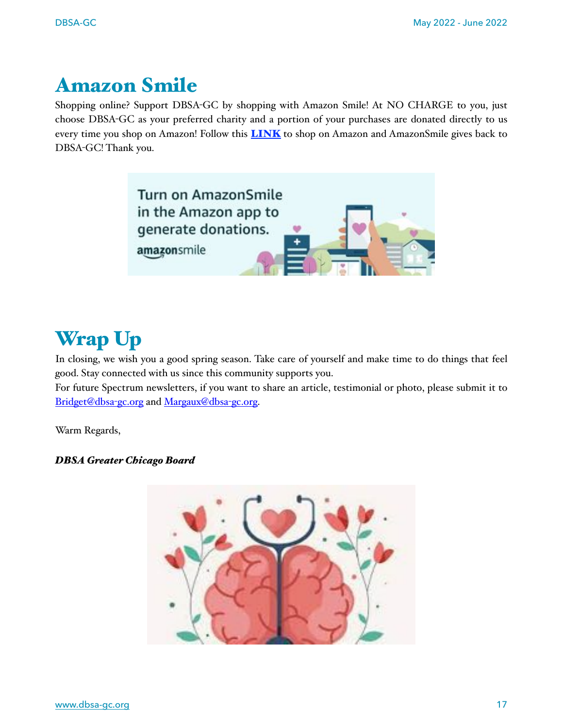# Amazon Smile

Shopping online? Support DBSA-GC by shopping with Amazon Smile! At NO CHARGE to you, just choose DBSA-GC as your preferred charity and a portion of your purchases are donated directly to us every time you shop on Amazon! Follow this **LINK** to shop on Amazon and AmazonSmile gives back to DBSA-GC! Thank you.

# Wrap Up

In closing, we wish you a good spring season. Take care of yourself and make time to do things that feel good. Stay connected with us since this community supports you.

For future Spectrum newsletters, if you want to share an article, testimonial or photo, please submit it to Bridget@dbsa-gc.org and Margaux@dbsa-gc.org.

Warm Regards,

***DBSA Greater Chicago Board***